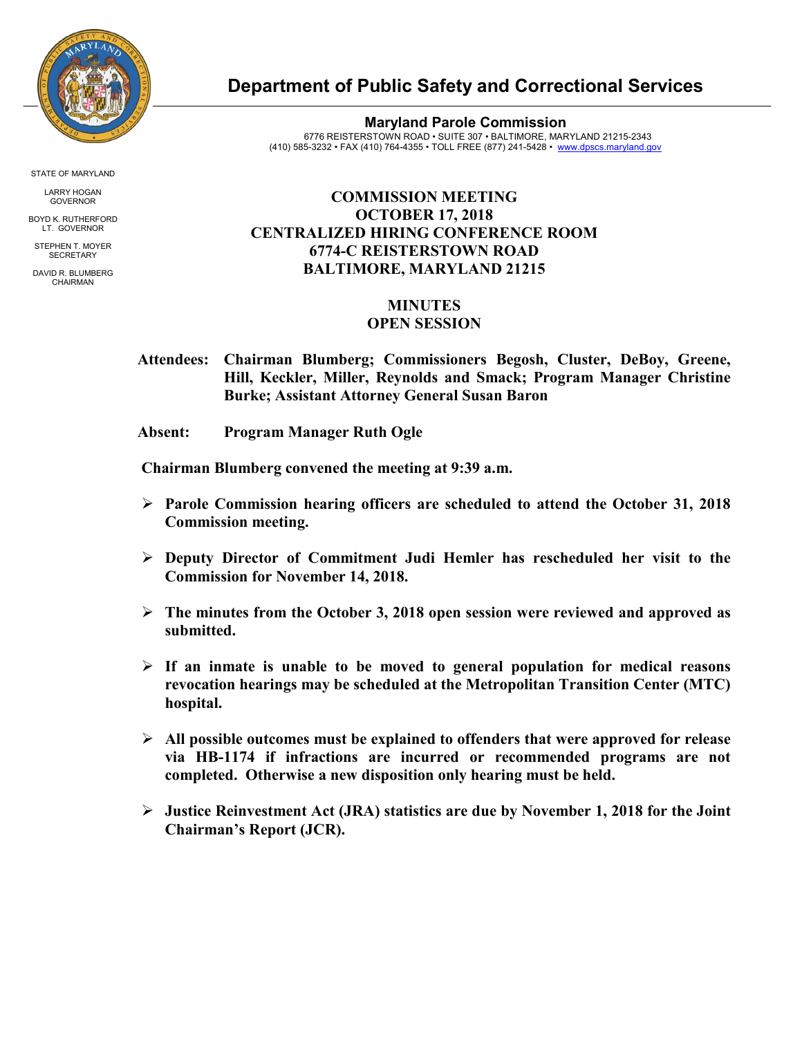# Department of Public Safety and Correctional Services

STATE OF MARYLAND

LARRY HOGAN
GOVERNOR

BOYD K. RUTHERFORD
LT. GOVERNOR

STEPHEN T. MOYER
SECRETARY

DAVID R. BLUMBERG
CHAIRMAN

**Maryland Parole Commission**

6776 REISTERSTOWN ROAD • SUITE 307 • BALTIMORE, MARYLAND 21215-2343
(410) 585-3232 • FAX (410) 764-4355 • TOLL FREE (877) 241-5428 • www.dpscs.maryland.gov

## COMMISSION MEETING
## OCTOBER 17, 2018
## CENTRALIZED HIRING CONFERENCE ROOM
## 6774-C REISTERSTOWN ROAD
## BALTIMORE, MARYLAND 21215

## MINUTES
## OPEN SESSION

**Attendees:** **Chairman Blumberg; Commissioners Begosh, Cluster, DeBoy, Greene, Hill, Keckler, Miller, Reynolds and Smack; Program Manager Christine Burke; Assistant Attorney General Susan Baron**

**Absent:** **Program Manager Ruth Ogle**

**Chairman Blumberg convened the meeting at 9:39 a.m.**

- **Parole Commission hearing officers are scheduled to attend the October 31, 2018 Commission meeting.**
- **Deputy Director of Commitment Judi Hemler has rescheduled her visit to the Commission for November 14, 2018.**
- **The minutes from the October 3, 2018 open session were reviewed and approved as submitted.**
- **If an inmate is unable to be moved to general population for medical reasons revocation hearings may be scheduled at the Metropolitan Transition Center (MTC) hospital.**
- **All possible outcomes must be explained to offenders that were approved for release via HB-1174 if infractions are incurred or recommended programs are not completed. Otherwise a new disposition only hearing must be held.**
- **Justice Reinvestment Act (JRA) statistics are due by November 1, 2018 for the Joint Chairman's Report (JCR).**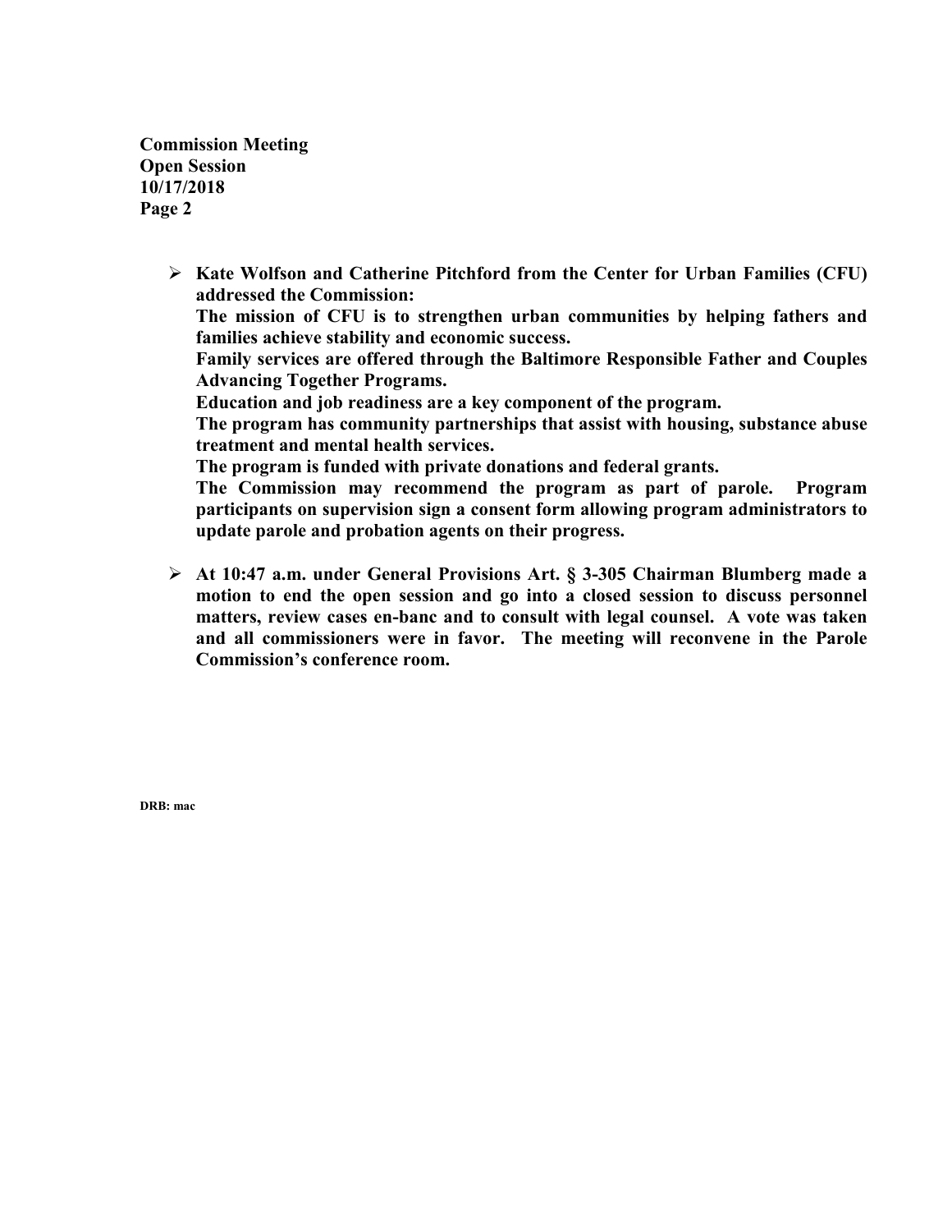- **Kate Wolfson and Catherine Pitchford from the Center for Urban Families (CFU) addressed the Commission:**
  **The mission of CFU is to strengthen urban communities by helping fathers and families achieve stability and economic success.**
  **Family services are offered through the Baltimore Responsible Father and Couples Advancing Together Programs.**
  **Education and job readiness are a key component of the program.**
  **The program has community partnerships that assist with housing, substance abuse treatment and mental health services.**
  **The program is funded with private donations and federal grants.**
  **The Commission may recommend the program as part of parole. Program participants on supervision sign a consent form allowing program administrators to update parole and probation agents on their progress.**

- **At 10:47 a.m. under General Provisions Art. § 3-305 Chairman Blumberg made a motion to end the open session and go into a closed session to discuss personnel matters, review cases en-banc and to consult with legal counsel. A vote was taken and all commissioners were in favor. The meeting will reconvene in the Parole Commission's conference room.**

**DRB: mac**